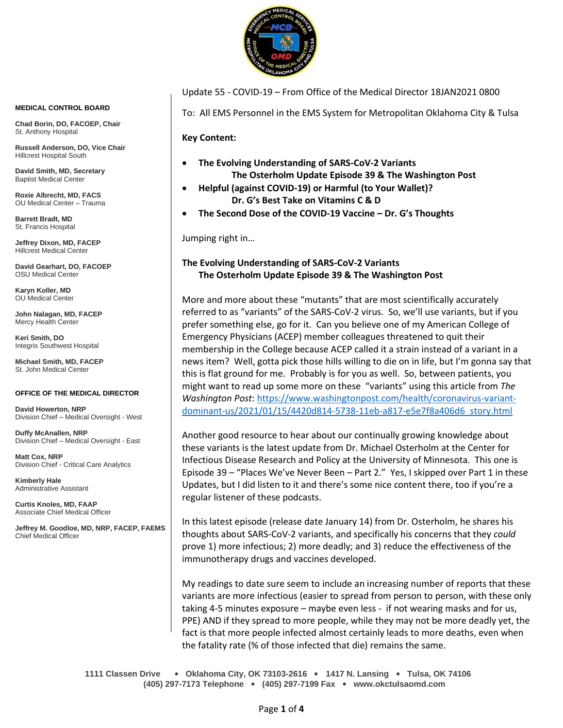Update 55 - COVID-19 – From Office of the Medical Director 18JAN2021 0800

To: All EMS Personnel in the EMS System for Metropolitan Oklahoma City & Tulsa

**Key Content:**

- **The Evolving Understanding of SARS-CoV-2 Variants**
  **The Osterholm Update Episode 39 & The Washington Post**
- **Helpful (against COVID-19) or Harmful (to Your Wallet)?**
  **Dr. G's Best Take on Vitamins C & D**
- **The Second Dose of the COVID-19 Vaccine – Dr. G's Thoughts**

Jumping right in…

## The Evolving Understanding of SARS-CoV-2 Variants
### The Osterholm Update Episode 39 & The Washington Post

More and more about these "mutants" that are most scientifically accurately referred to as "variants" of the SARS-CoV-2 virus. So, we'll use variants, but if you prefer something else, go for it. Can you believe one of my American College of Emergency Physicians (ACEP) member colleagues threatened to quit their membership in the College because ACEP called it a strain instead of a variant in a news item? Well, gotta pick those hills willing to die on in life, but I'm gonna say that this is flat ground for me. Probably is for you as well. So, between patients, you might want to read up some more on these "variants" using this article from *The Washington Post*: https://www.washingtonpost.com/health/coronavirus-variant-dominant-us/2021/01/15/4420d814-5738-11eb-a817-e5e7f8a406d6_story.html

Another good resource to hear about our continually growing knowledge about these variants is the latest update from Dr. Michael Osterholm at the Center for Infectious Disease Research and Policy at the University of Minnesota. This one is Episode 39 – "Places We've Never Been – Part 2." Yes, I skipped over Part 1 in these Updates, but I did listen to it and there's some nice content there, too if you're a regular listener of these podcasts.

In this latest episode (release date January 14) from Dr. Osterholm, he shares his thoughts about SARS-CoV-2 variants, and specifically his concerns that they *could* prove 1) more infectious; 2) more deadly; and 3) reduce the effectiveness of the immunotherapy drugs and vaccines developed.

My readings to date sure seem to include an increasing number of reports that these variants are more infectious (easier to spread from person to person, with these only taking 4-5 minutes exposure – maybe even less - if not wearing masks and for us, PPE) AND if they spread to more people, while they may not be more deadly yet, the fact is that more people infected almost certainly leads to more deaths, even when the fatality rate (% of those infected that die) remains the same.

**MEDICAL CONTROL BOARD**

**Chad Borin, DO, FACOEP, Chair**
St. Anthony Hospital

**Russell Anderson, DO, Vice Chair**
Hillcrest Hospital South

**David Smith, MD, Secretary**
Baptist Medical Center

**Roxie Albrecht, MD, FACS**
OU Medical Center – Trauma

**Barrett Bradt, MD**
St. Francis Hospital

**Jeffrey Dixon, MD, FACEP**
Hillcrest Medical Center

**David Gearhart, DO, FACOEP**
OSU Medical Center

**Karyn Koller, MD**
OU Medical Center

**John Nalagan, MD, FACEP**
Mercy Health Center

**Keri Smith, DO**
Integris Southwest Hospital

**Michael Smith, MD, FACEP**
St. John Medical Center

**OFFICE OF THE MEDICAL DIRECTOR**

**David Howerton, NRP**
Division Chief – Medical Oversight - West

**Duffy McAnallen, NRP**
Division Chief – Medical Oversight - East

**Matt Cox, NRP**
Division Chief - Critical Care Analytics

**Kimberly Hale**
Administrative Assistant

**Curtis Knoles, MD, FAAP**
Associate Chief Medical Officer

**Jeffrey M. Goodloe, MD, NRP, FACEP, FAEMS**
Chief Medical Officer

1111 Classen Drive • Oklahoma City, OK 73103-2616 • 1417 N. Lansing • Tulsa, OK 74106
(405) 297-7173 Telephone • (405) 297-7199 Fax • www.okctulsaomd.com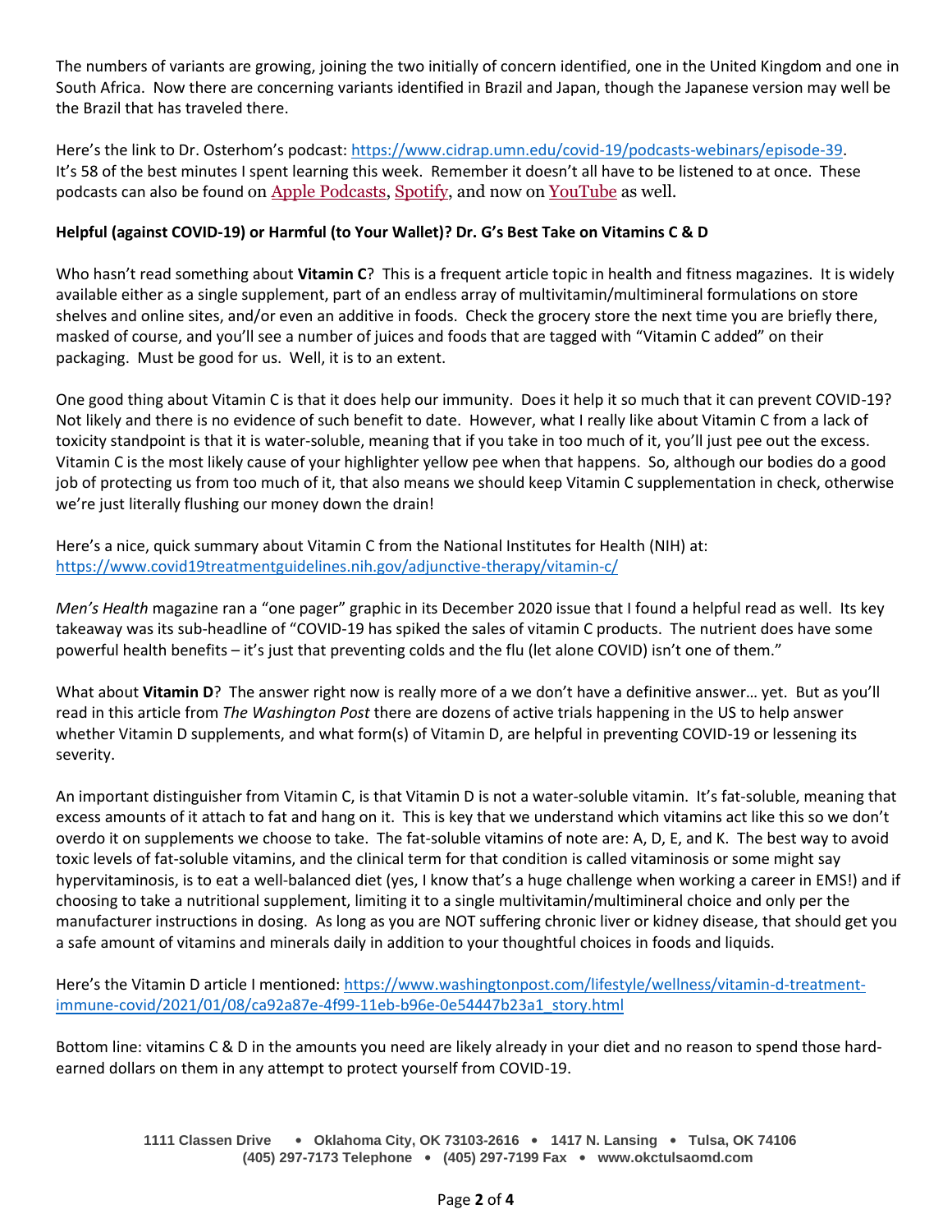The numbers of variants are growing, joining the two initially of concern identified, one in the United Kingdom and one in South Africa. Now there are concerning variants identified in Brazil and Japan, though the Japanese version may well be the Brazil that has traveled there.

Here's the link to Dr. Osterhom's podcast: https://www.cidrap.umn.edu/covid-19/podcasts-webinars/episode-39. It's 58 of the best minutes I spent learning this week. Remember it doesn't all have to be listened to at once. These podcasts can also be found on Apple Podcasts, Spotify, and now on YouTube as well.

**Helpful (against COVID-19) or Harmful (to Your Wallet)? Dr. G's Best Take on Vitamins C & D**

Who hasn't read something about **Vitamin C**? This is a frequent article topic in health and fitness magazines. It is widely available either as a single supplement, part of an endless array of multivitamin/multimineral formulations on store shelves and online sites, and/or even an additive in foods. Check the grocery store the next time you are briefly there, masked of course, and you'll see a number of juices and foods that are tagged with "Vitamin C added" on their packaging. Must be good for us. Well, it is to an extent.

One good thing about Vitamin C is that it does help our immunity. Does it help it so much that it can prevent COVID-19? Not likely and there is no evidence of such benefit to date. However, what I really like about Vitamin C from a lack of toxicity standpoint is that it is water-soluble, meaning that if you take in too much of it, you'll just pee out the excess. Vitamin C is the most likely cause of your highlighter yellow pee when that happens. So, although our bodies do a good job of protecting us from too much of it, that also means we should keep Vitamin C supplementation in check, otherwise we're just literally flushing our money down the drain!

Here's a nice, quick summary about Vitamin C from the National Institutes for Health (NIH) at: https://www.covid19treatmentguidelines.nih.gov/adjunctive-therapy/vitamin-c/

*Men's Health* magazine ran a "one pager" graphic in its December 2020 issue that I found a helpful read as well. Its key takeaway was its sub-headline of "COVID-19 has spiked the sales of vitamin C products. The nutrient does have some powerful health benefits – it's just that preventing colds and the flu (let alone COVID) isn't one of them."

What about **Vitamin D**? The answer right now is really more of a we don't have a definitive answer… yet. But as you'll read in this article from *The Washington Post* there are dozens of active trials happening in the US to help answer whether Vitamin D supplements, and what form(s) of Vitamin D, are helpful in preventing COVID-19 or lessening its severity.

An important distinguisher from Vitamin C, is that Vitamin D is not a water-soluble vitamin. It's fat-soluble, meaning that excess amounts of it attach to fat and hang on it. This is key that we understand which vitamins act like this so we don't overdo it on supplements we choose to take. The fat-soluble vitamins of note are: A, D, E, and K. The best way to avoid toxic levels of fat-soluble vitamins, and the clinical term for that condition is called vitaminosis or some might say hypervitaminosis, is to eat a well-balanced diet (yes, I know that's a huge challenge when working a career in EMS!) and if choosing to take a nutritional supplement, limiting it to a single multivitamin/multimineral choice and only per the manufacturer instructions in dosing. As long as you are NOT suffering chronic liver or kidney disease, that should get you a safe amount of vitamins and minerals daily in addition to your thoughtful choices in foods and liquids.

Here's the Vitamin D article I mentioned: https://www.washingtonpost.com/lifestyle/wellness/vitamin-d-treatment-immune-covid/2021/01/08/ca92a87e-4f99-11eb-b96e-0e54447b23a1_story.html

Bottom line: vitamins C & D in the amounts you need are likely already in your diet and no reason to spend those hard-earned dollars on them in any attempt to protect yourself from COVID-19.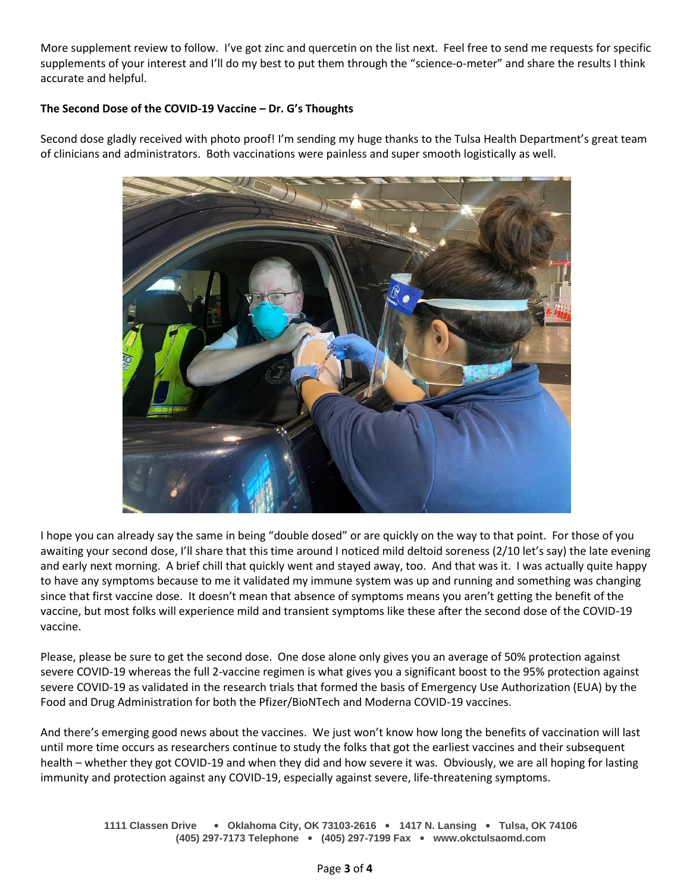More supplement review to follow. I've got zinc and quercetin on the list next. Feel free to send me requests for specific supplements of your interest and I'll do my best to put them through the "science-o-meter" and share the results I think accurate and helpful.

**The Second Dose of the COVID-19 Vaccine – Dr. G's Thoughts**

Second dose gladly received with photo proof! I'm sending my huge thanks to the Tulsa Health Department's great team of clinicians and administrators. Both vaccinations were painless and super smooth logistically as well.

I hope you can already say the same in being "double dosed" or are quickly on the way to that point. For those of you awaiting your second dose, I'll share that this time around I noticed mild deltoid soreness (2/10 let's say) the late evening and early next morning. A brief chill that quickly went and stayed away, too. And that was it. I was actually quite happy to have any symptoms because to me it validated my immune system was up and running and something was changing since that first vaccine dose. It doesn't mean that absence of symptoms means you aren't getting the benefit of the vaccine, but most folks will experience mild and transient symptoms like these after the second dose of the COVID-19 vaccine.

Please, please be sure to get the second dose. One dose alone only gives you an average of 50% protection against severe COVID-19 whereas the full 2-vaccine regimen is what gives you a significant boost to the 95% protection against severe COVID-19 as validated in the research trials that formed the basis of Emergency Use Authorization (EUA) by the Food and Drug Administration for both the Pfizer/BioNTech and Moderna COVID-19 vaccines.

And there's emerging good news about the vaccines. We just won't know how long the benefits of vaccination will last until more time occurs as researchers continue to study the folks that got the earliest vaccines and their subsequent health – whether they got COVID-19 and when they did and how severe it was. Obviously, we are all hoping for lasting immunity and protection against any COVID-19, especially against severe, life-threatening symptoms.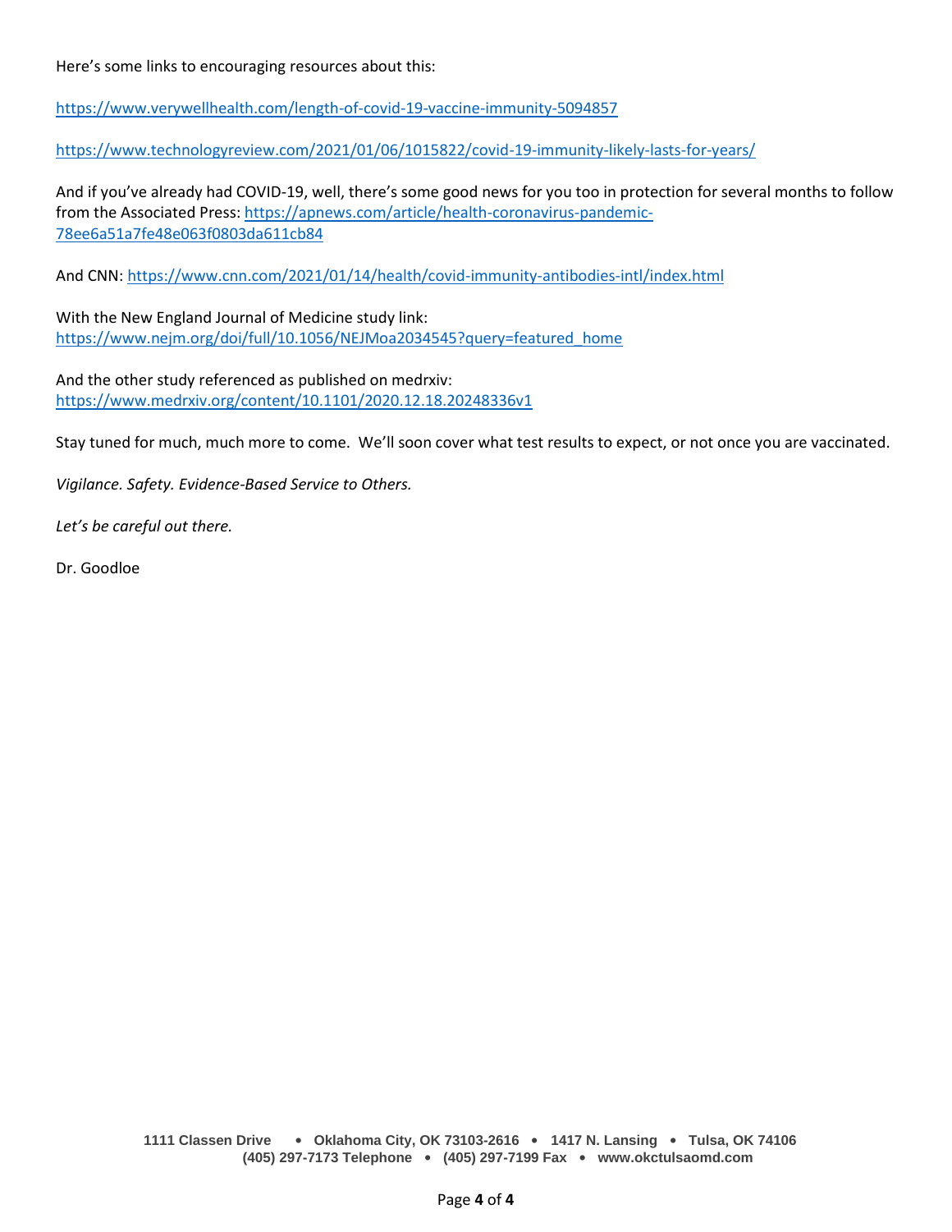Here's some links to encouraging resources about this:

https://www.verywellhealth.com/length-of-covid-19-vaccine-immunity-5094857

https://www.technologyreview.com/2021/01/06/1015822/covid-19-immunity-likely-lasts-for-years/

And if you've already had COVID-19, well, there's some good news for you too in protection for several months to follow from the Associated Press: https://apnews.com/article/health-coronavirus-pandemic-78ee6a51a7fe48e063f0803da611cb84

And CNN: https://www.cnn.com/2021/01/14/health/covid-immunity-antibodies-intl/index.html

With the New England Journal of Medicine study link: https://www.nejm.org/doi/full/10.1056/NEJMoa2034545?query=featured_home

And the other study referenced as published on medrxiv: https://www.medrxiv.org/content/10.1101/2020.12.18.20248336v1

Stay tuned for much, much more to come. We'll soon cover what test results to expect, or not once you are vaccinated.

*Vigilance. Safety. Evidence-Based Service to Others.*

*Let's be careful out there.*

Dr. Goodloe

**1111 Classen Drive • Oklahoma City, OK 73103-2616 • 1417 N. Lansing • Tulsa, OK 74106**
**(405) 297-7173 Telephone • (405) 297-7199 Fax • www.okctulsaomd.com**